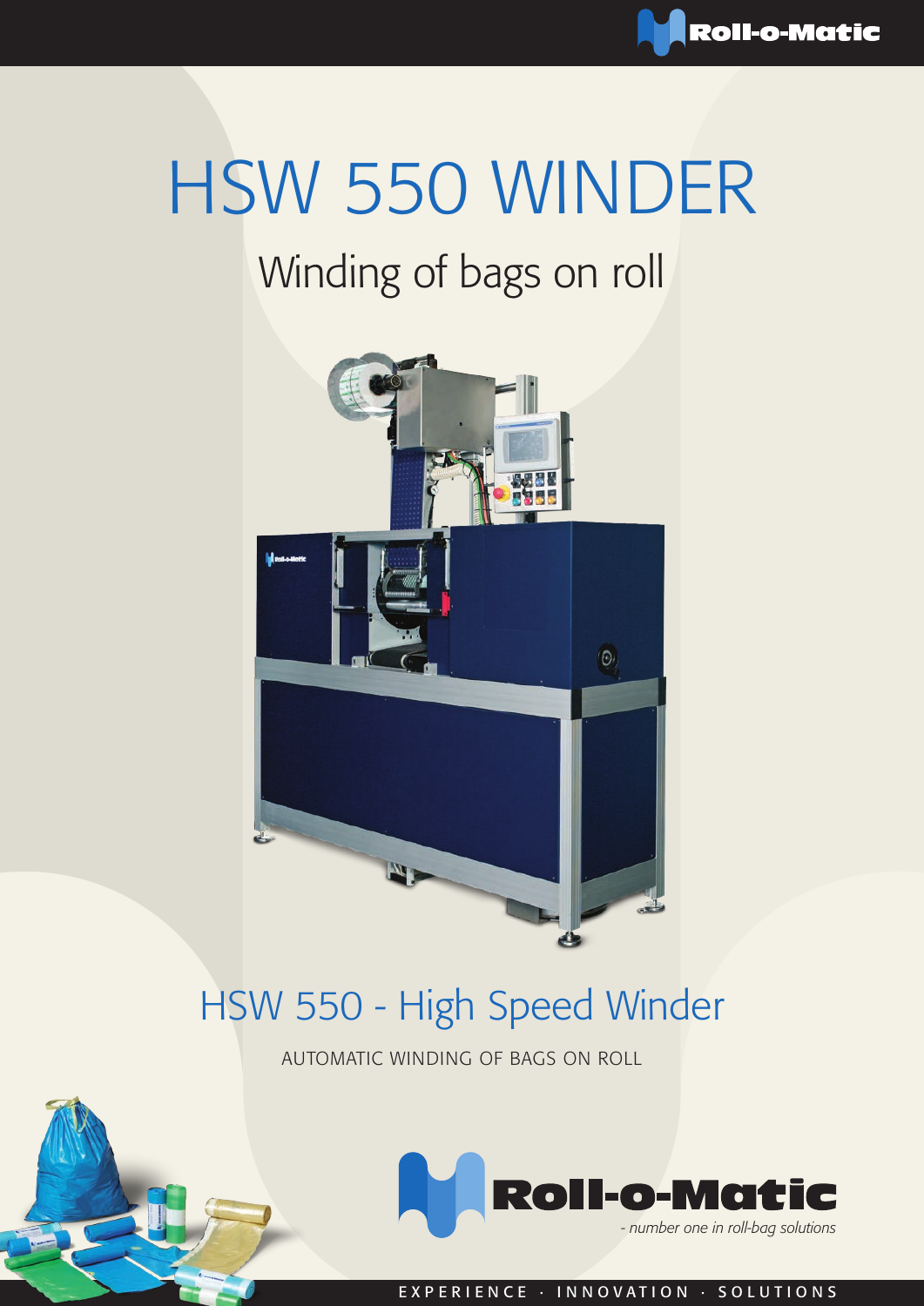# HSW 550 WINDER

## Winding of bags on roll

## HSW 550 - High Speed Winder

AUTOMATIC WINDING OF BAGS ON ROLL

Roll-o-Matic

*- number one in roll-bag solutions*

EXPERIENCE · INNOVATION · SOLUTIONS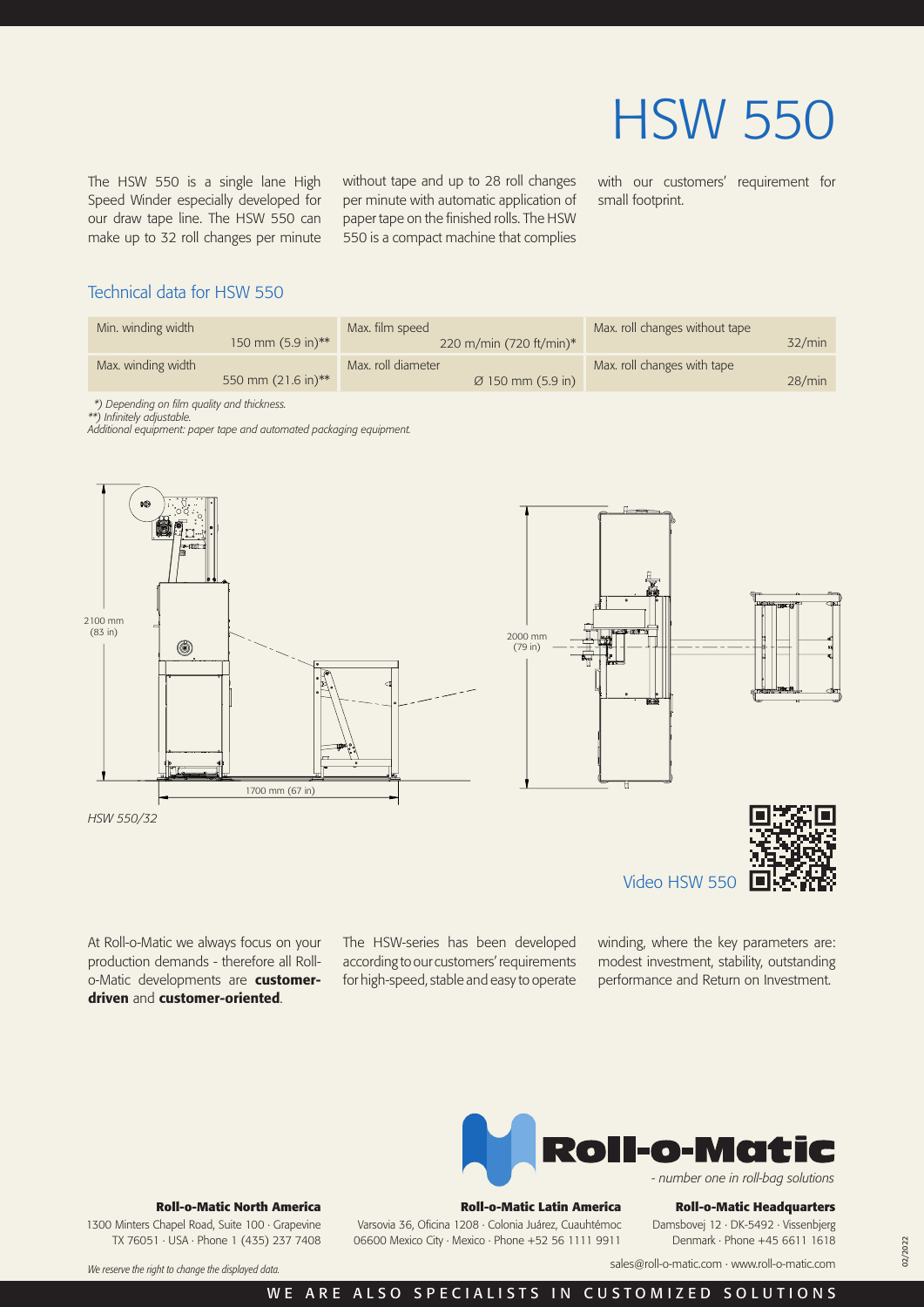# HSW 550

The HSW 550 is a single lane High Speed Winder especially developed for our draw tape line. The HSW 550 can make up to 32 roll changes per minute without tape and up to 28 roll changes per minute with automatic application of paper tape on the finished rolls. The HSW 550 is a compact machine that complies with our customers' requirement for small footprint.

## Technical data for HSW 550

| | | | | | |
|---|---|---|---|---|---|
| Min. winding width | 150 mm (5.9 in)** | Max. film speed | 220 m/min (720 ft/min)* | Max. roll changes without tape | 32/min |
| Max. winding width | 550 mm (21.6 in)** | Max. roll diameter | Ø 150 mm (5.9 in) | Max. roll changes with tape | 28/min |

*\*) Depending on film quality and thickness.*
*\*\*) Infinitely adjustable.*
*Additional equipment: paper tape and automated packaging equipment.*

2100 mm
(83 in)

1700 mm (67 in)

2000 mm
(79 in)

*HSW 550/32*

Video HSW 550

At Roll-o-Matic we always focus on your production demands - therefore all Roll-o-Matic developments are **customer-driven** and **customer-oriented**.

The HSW-series has been developed according to our customers' requirements for high-speed, stable and easy to operate winding, where the key parameters are: modest investment, stability, outstanding performance and Return on Investment.

Roll-o-Matic

*- number one in roll-bag solutions*

**Roll-o-Matic North America**
1300 Minters Chapel Road, Suite 100 · Grapevine
TX 76051 · USA · Phone 1 (435) 237 7408

**Roll-o-Matic Latin America**
Varsovia 36, Oficina 1208 · Colonia Juárez, Cuauhtémoc
06600 Mexico City · Mexico · Phone +52 56 1111 9911

**Roll-o-Matic Headquarters**
Damsbovej 12 · DK-5492 · Vissenbjerg
Denmark · Phone +45 6611 1618

sales@roll-o-matic.com · www.roll-o-matic.com

*We reserve the right to change the displayed data.*

02/2022

WE ARE ALSO SPECIALISTS IN CUSTOMIZED SOLUTIONS